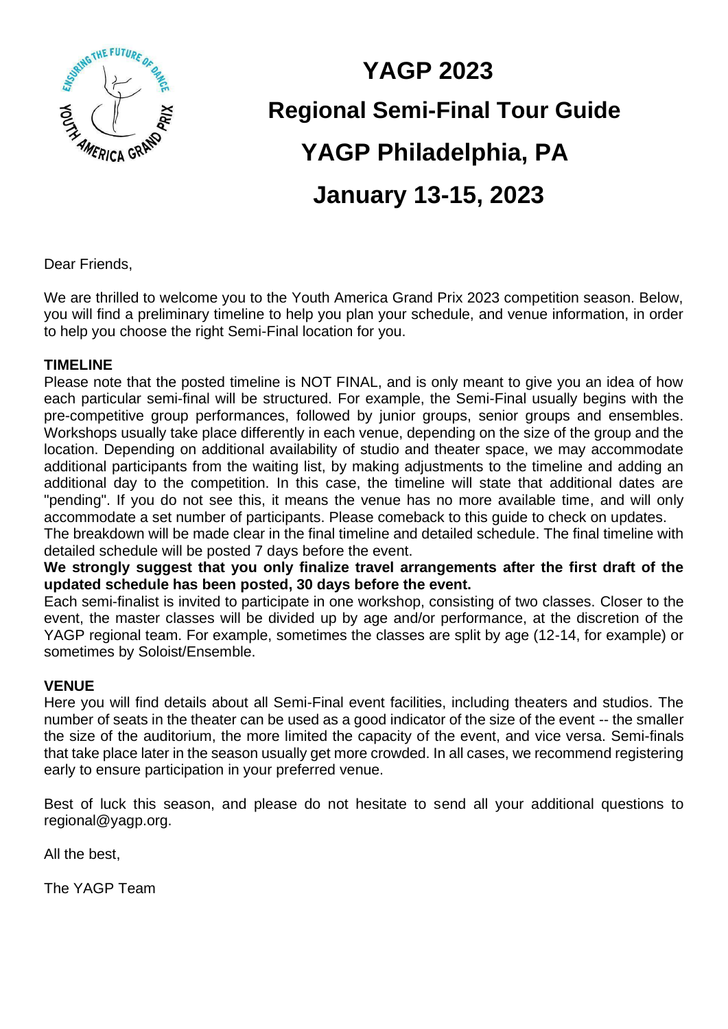# YAGP 2023

## Regional Semi-Final Tour Guide

## YAGP Philadelphia, PA

## January 13-15, 2023

Dear Friends,

We are thrilled to welcome you to the Youth America Grand Prix 2023 competition season. Below, you will find a preliminary timeline to help you plan your schedule, and venue information, in order to help you choose the right Semi-Final location for you.

**TIMELINE**

Please note that the posted timeline is NOT FINAL, and is only meant to give you an idea of how each particular semi-final will be structured. For example, the Semi-Final usually begins with the pre-competitive group performances, followed by junior groups, senior groups and ensembles. Workshops usually take place differently in each venue, depending on the size of the group and the location. Depending on additional availability of studio and theater space, we may accommodate additional participants from the waiting list, by making adjustments to the timeline and adding an additional day to the competition. In this case, the timeline will state that additional dates are "pending". If you do not see this, it means the venue has no more available time, and will only accommodate a set number of participants. Please comeback to this guide to check on updates.

The breakdown will be made clear in the final timeline and detailed schedule. The final timeline with detailed schedule will be posted 7 days before the event.

**We strongly suggest that you only finalize travel arrangements after the first draft of the updated schedule has been posted, 30 days before the event.**

Each semi-finalist is invited to participate in one workshop, consisting of two classes. Closer to the event, the master classes will be divided up by age and/or performance, at the discretion of the YAGP regional team. For example, sometimes the classes are split by age (12-14, for example) or sometimes by Soloist/Ensemble.

**VENUE**

Here you will find details about all Semi-Final event facilities, including theaters and studios. The number of seats in the theater can be used as a good indicator of the size of the event -- the smaller the size of the auditorium, the more limited the capacity of the event, and vice versa. Semi-finals that take place later in the season usually get more crowded. In all cases, we recommend registering early to ensure participation in your preferred venue.

Best of luck this season, and please do not hesitate to send all your additional questions to regional@yagp.org.

All the best,

The YAGP Team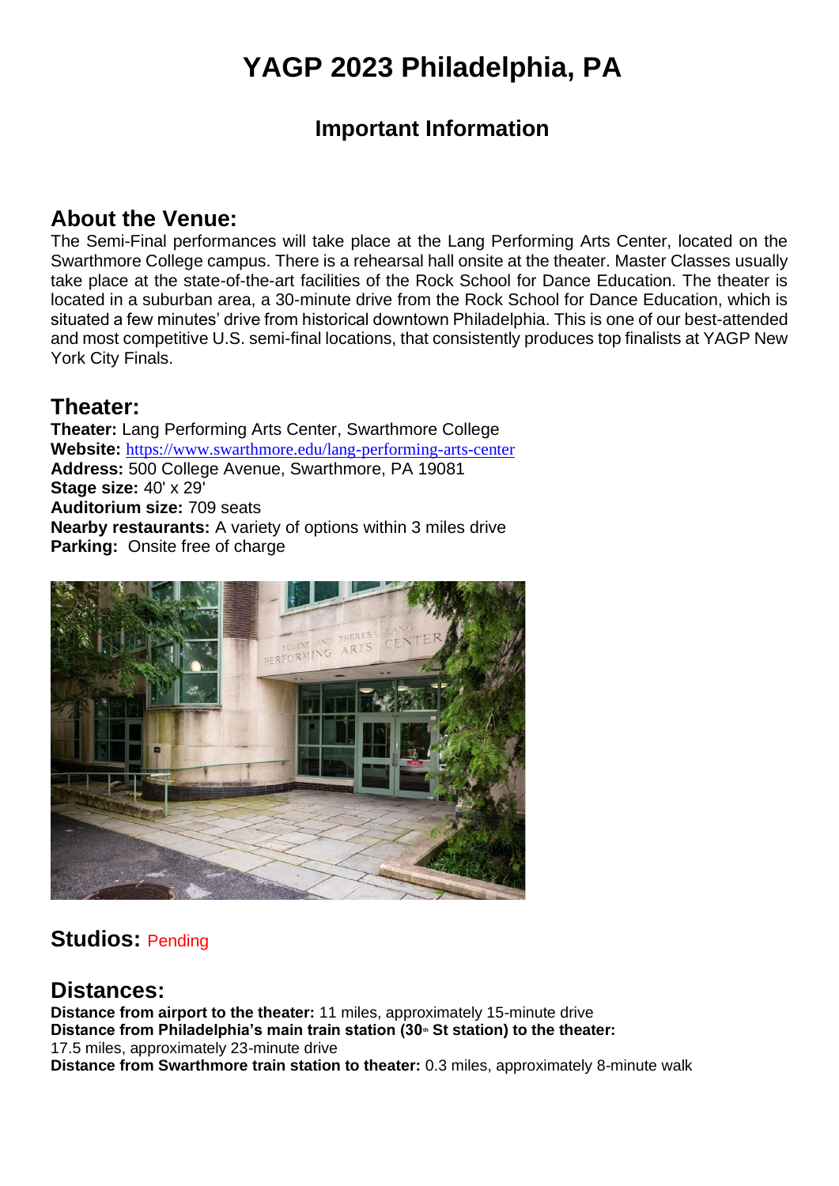# YAGP 2023 Philadelphia, PA

## Important Information

## About the Venue:

The Semi-Final performances will take place at the Lang Performing Arts Center, located on the Swarthmore College campus. There is a rehearsal hall onsite at the theater. Master Classes usually take place at the state-of-the-art facilities of the Rock School for Dance Education. The theater is located in a suburban area, a 30-minute drive from the Rock School for Dance Education, which is situated a few minutes' drive from historical downtown Philadelphia. This is one of our best-attended and most competitive U.S. semi-final locations, that consistently produces top finalists at YAGP New York City Finals.

## Theater:

**Theater:** Lang Performing Arts Center, Swarthmore College
**Website:** https://www.swarthmore.edu/lang-performing-arts-center
**Address:** 500 College Avenue, Swarthmore, PA 19081
**Stage size:** 40' x 29'
**Auditorium size:** 709 seats
**Nearby restaurants:** A variety of options within 3 miles drive
**Parking:** Onsite free of charge

## Studios: Pending

## Distances:

**Distance from airport to the theater:** 11 miles, approximately 15-minute drive
**Distance from Philadelphia's main train station (30th St station) to the theater:**
17.5 miles, approximately 23-minute drive
**Distance from Swarthmore train station to theater:** 0.3 miles, approximately 8-minute walk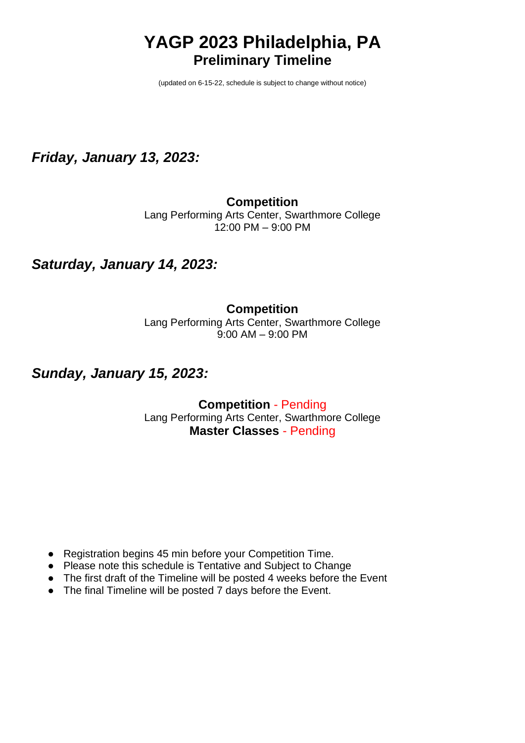# YAGP 2023 Philadelphia, PA
## Preliminary Timeline

(updated on 6-15-22, schedule is subject to change without notice)

### *Friday, January 13, 2023:*

**Competition**
Lang Performing Arts Center, Swarthmore College
12:00 PM – 9:00 PM

### *Saturday, January 14, 2023:*

**Competition**
Lang Performing Arts Center, Swarthmore College
9:00 AM – 9:00 PM

### *Sunday, January 15, 2023:*

**Competition** - Pending
Lang Performing Arts Center, Swarthmore College
**Master Classes** - Pending

- Registration begins 45 min before your Competition Time.
- Please note this schedule is Tentative and Subject to Change
- The first draft of the Timeline will be posted 4 weeks before the Event
- The final Timeline will be posted 7 days before the Event.